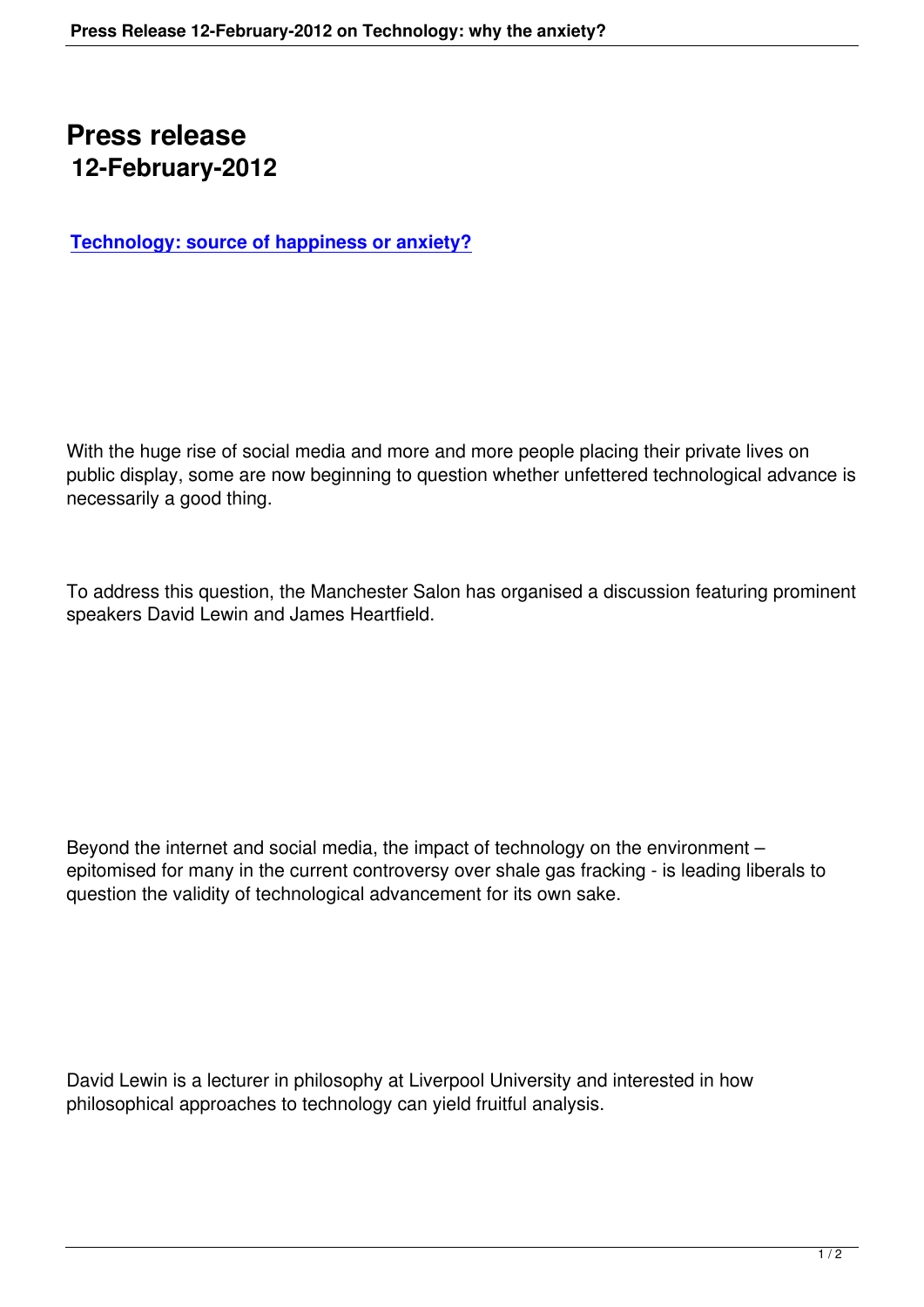# Press release
## 12-February-2012

**[Technology: source of happiness or anxiety?]**

With the huge rise of social media and more and more people placing their private lives on public display, some are now beginning to question whether unfettered technological advance is necessarily a good thing.

To address this question, the Manchester Salon has organised a discussion featuring prominent speakers David Lewin and James Heartfield.

Beyond the internet and social media, the impact of technology on the environment – epitomised for many in the current controversy over shale gas fracking - is leading liberals to question the validity of technological advancement for its own sake.

David Lewin is a lecturer in philosophy at Liverpool University and interested in how philosophical approaches to technology can yield fruitful analysis.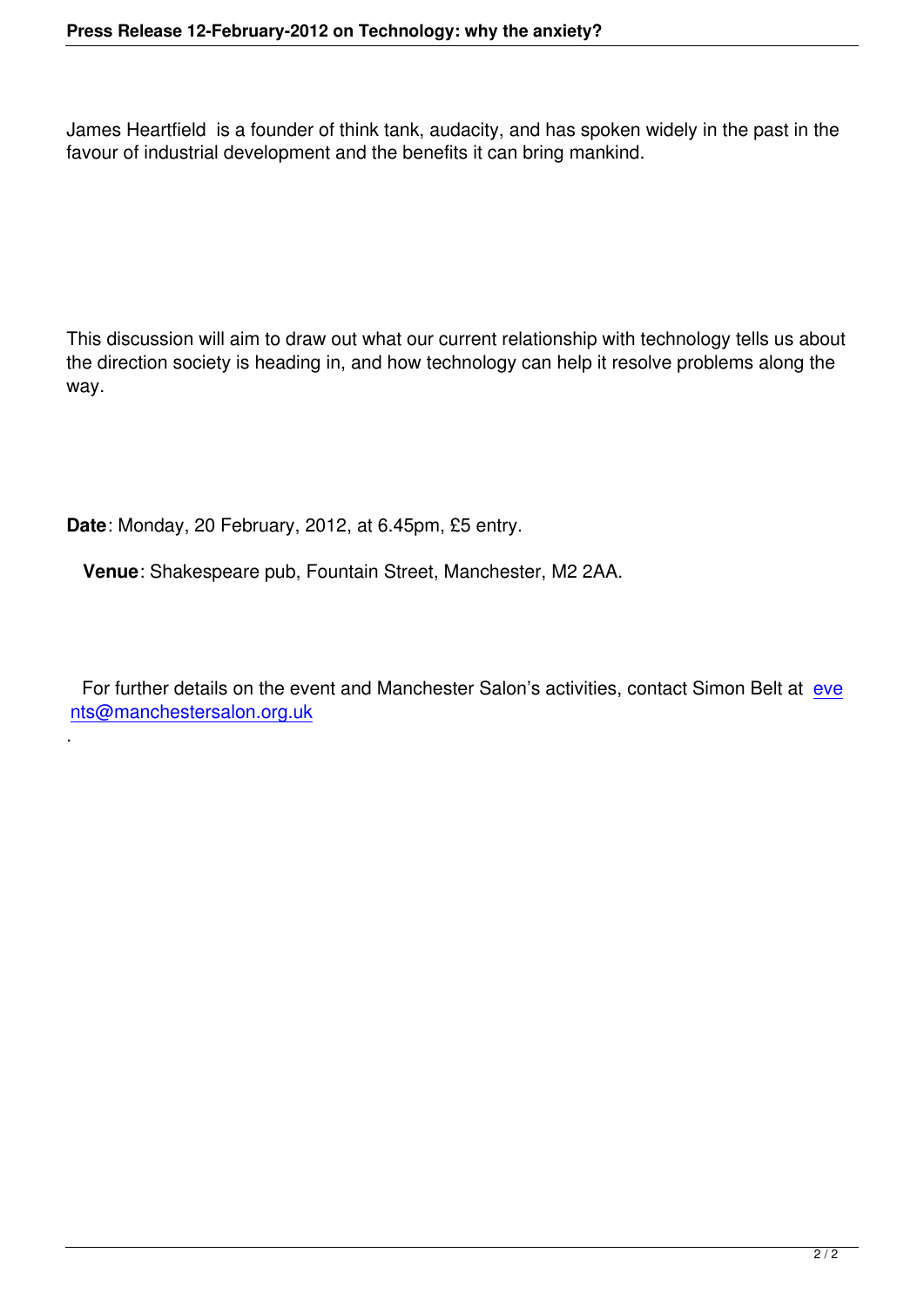James Heartfield is a founder of think tank, audacity, and has spoken widely in the past in the favour of industrial development and the benefits it can bring mankind.

This discussion will aim to draw out what our current relationship with technology tells us about the direction society is heading in, and how technology can help it resolve problems along the way.

**Date**: Monday, 20 February, 2012, at 6.45pm, £5 entry.

**Venue**: Shakespeare pub, Fountain Street, Manchester, M2 2AA.

For further details on the event and Manchester Salon's activities, contact Simon Belt at events@manchestersalon.org.uk

.